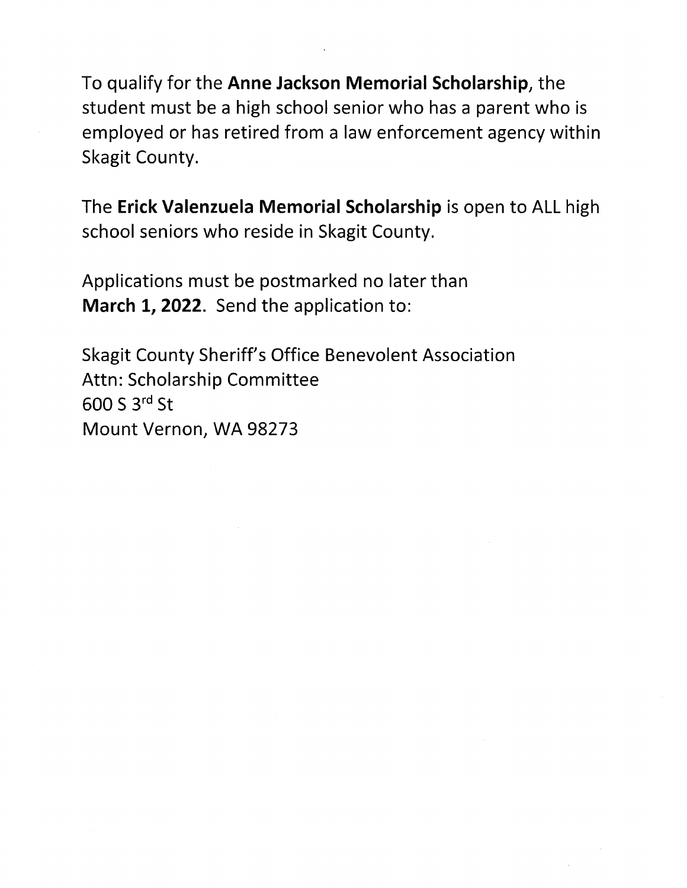To qualify for the **Anne Jackson Memorial Scholarship**, the student must be a high school senior who has a parent who is employed or has retired from a law enforcement agency within Skagit County.

The **Erick Valenzuela Memorial Scholarship** is open to ALL high school seniors who reside in Skagit County.

Applications must be postmarked no later than **March 1, 2022**. Send the application to:

Skagit County Sheriff's Office Benevolent Association
Attn: Scholarship Committee
600 S 3rd St
Mount Vernon, WA 98273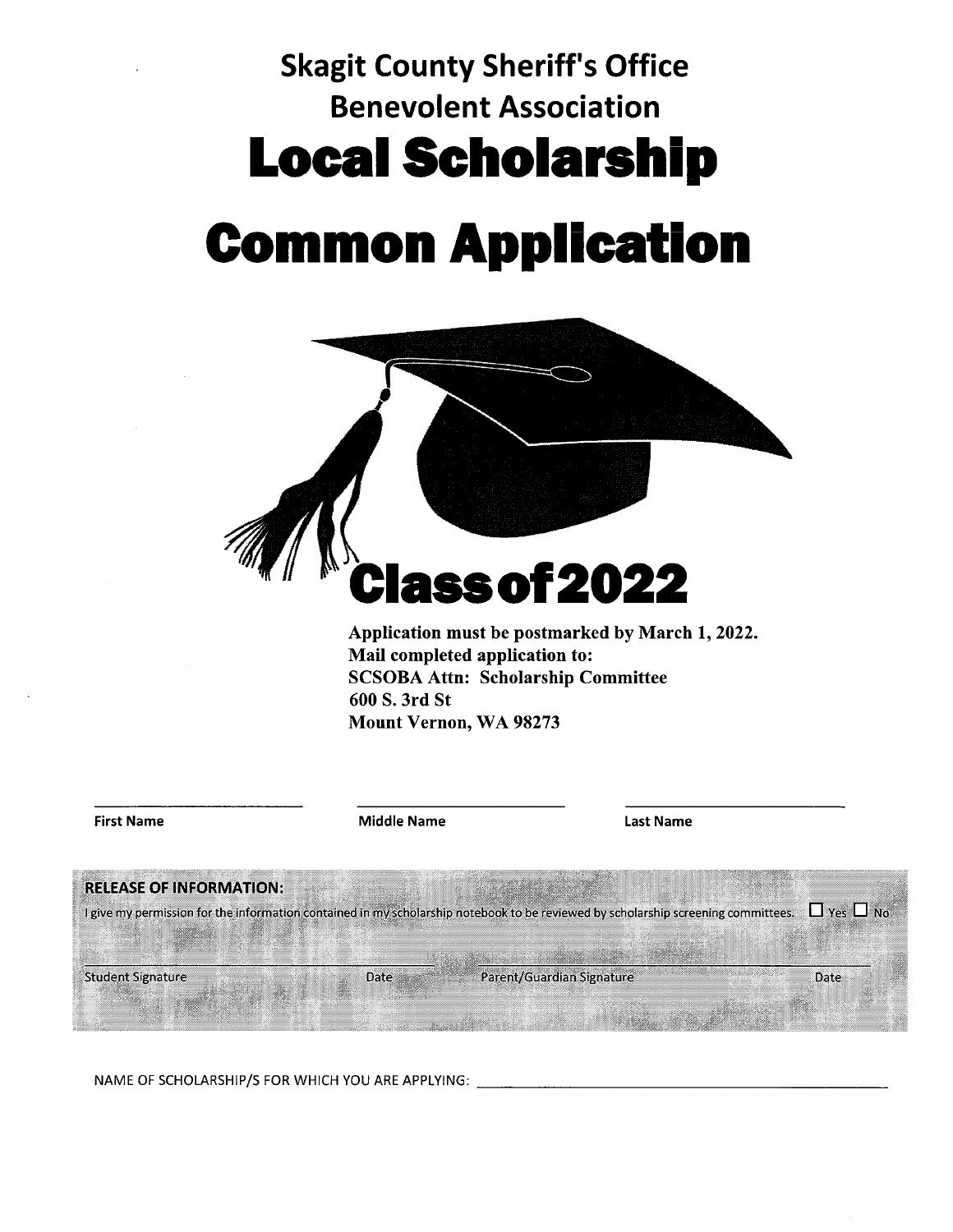# Skagit County Sheriff's Office Benevolent Association

# Local Scholarship

# Common Application

## Class of 2022

**Application must be postmarked by March 1, 2022.**
**Mail completed application to:**
**SCSOBA Attn: Scholarship Committee**
**600 S. 3rd St**
**Mount Vernon, WA 98273**

\_\_\_\_\_\_\_\_\_\_\_\_\_\_\_\_\_\_\_\_ \_\_\_\_\_\_\_\_\_\_\_\_\_\_\_\_\_\_\_\_ \_\_\_\_\_\_\_\_\_\_\_\_\_\_\_\_\_\_\_\_

First Name Middle Name Last Name

**RELEASE OF INFORMATION:**

I give my permission for the information contained in my scholarship notebook to be reviewed by scholarship screening committees. ☐ Yes ☐ No

\_\_\_\_\_\_\_\_\_\_\_\_\_\_\_\_\_\_\_\_\_\_\_\_\_\_\_\_\_\_\_\_\_\_\_\_\_\_\_\_ \_\_\_\_\_\_\_\_\_\_\_\_\_\_\_\_\_\_\_\_\_\_\_\_\_\_\_\_\_\_\_\_\_\_\_\_\_\_\_\_

Student Signature Date Parent/Guardian Signature Date

NAME OF SCHOLARSHIP/S FOR WHICH YOU ARE APPLYING: \_\_\_\_\_\_\_\_\_\_\_\_\_\_\_\_\_\_\_\_\_\_\_\_\_\_\_\_\_\_\_\_\_\_\_\_\_\_\_\_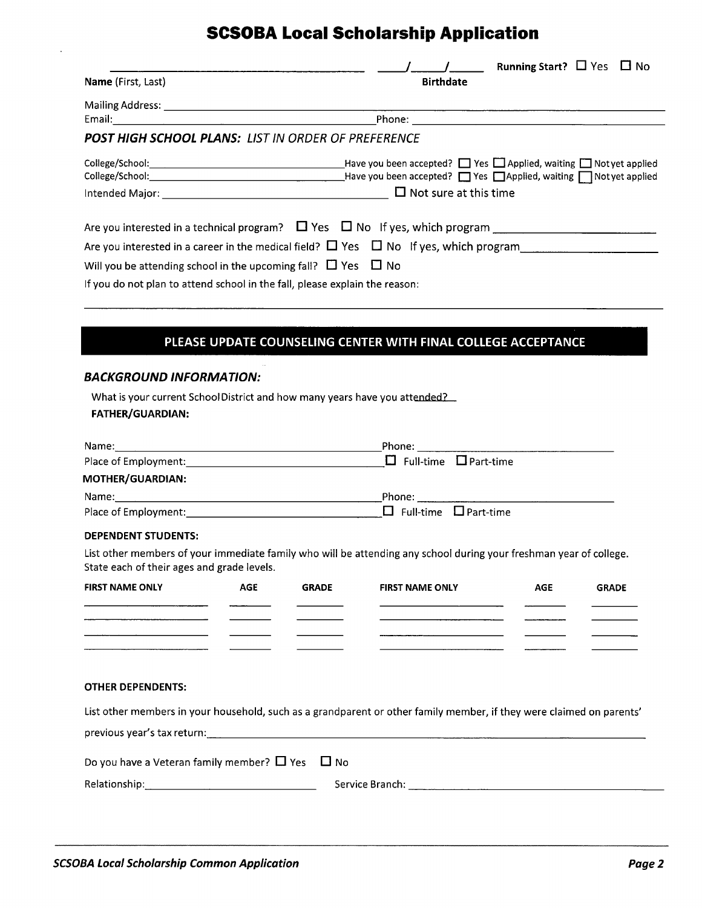# SCSOBA Local Scholarship Application

| Name (First, Last) | ____/____/____ Birthdate | Running Start? ☐ Yes ☐ No |
|---|---|---|

Mailing Address: ______________________________________________

Email: ______________________________ Phone: ______________________________

### *POST HIGH SCHOOL PLANS: LIST IN ORDER OF PREFERENCE*

College/School: ______________________ Have you been accepted? ☐ Yes ☐ Applied, waiting ☐ Not yet applied

College/School: ______________________ Have you been accepted? ☐ Yes ☐ Applied, waiting ☐ Not yet applied

Intended Major: ______________________ ☐ Not sure at this time

Are you interested in a technical program? ☐ Yes ☐ No If yes, which program ______________________

Are you interested in a career in the medical field? ☐ Yes ☐ No If yes, which program ______________________

Will you be attending school in the upcoming fall? ☐ Yes ☐ No

If you do not plan to attend school in the fall, please explain the reason:

______________________________________________

**PLEASE UPDATE COUNSELING CENTER WITH FINAL COLLEGE ACCEPTANCE**

### *BACKGROUND INFORMATION:*

What is your current School District and how many years have you attended? ____

**FATHER/GUARDIAN:**

Name: ______________________ Phone: ______________________

Place of Employment: ______________________ ☐ Full-time ☐ Part-time

**MOTHER/GUARDIAN:**

Name: ______________________ Phone: ______________________

Place of Employment: ______________________ ☐ Full-time ☐ Part-time

**DEPENDENT STUDENTS:**

List other members of your immediate family who will be attending any school during your freshman year of college. State each of their ages and grade levels.

| FIRST NAME ONLY | AGE | GRADE | FIRST NAME ONLY | AGE | GRADE |
|---|---|---|---|---|---|
| | | | | | |
| | | | | | |
| | | | | | |
| | | | | | |

**OTHER DEPENDENTS:**

List other members in your household, such as a grandparent or other family member, if they were claimed on parents' previous year's tax return: ______________________________________________

Do you have a Veteran family member? ☐ Yes ☐ No

Relationship: ______________________ Service Branch: ______________________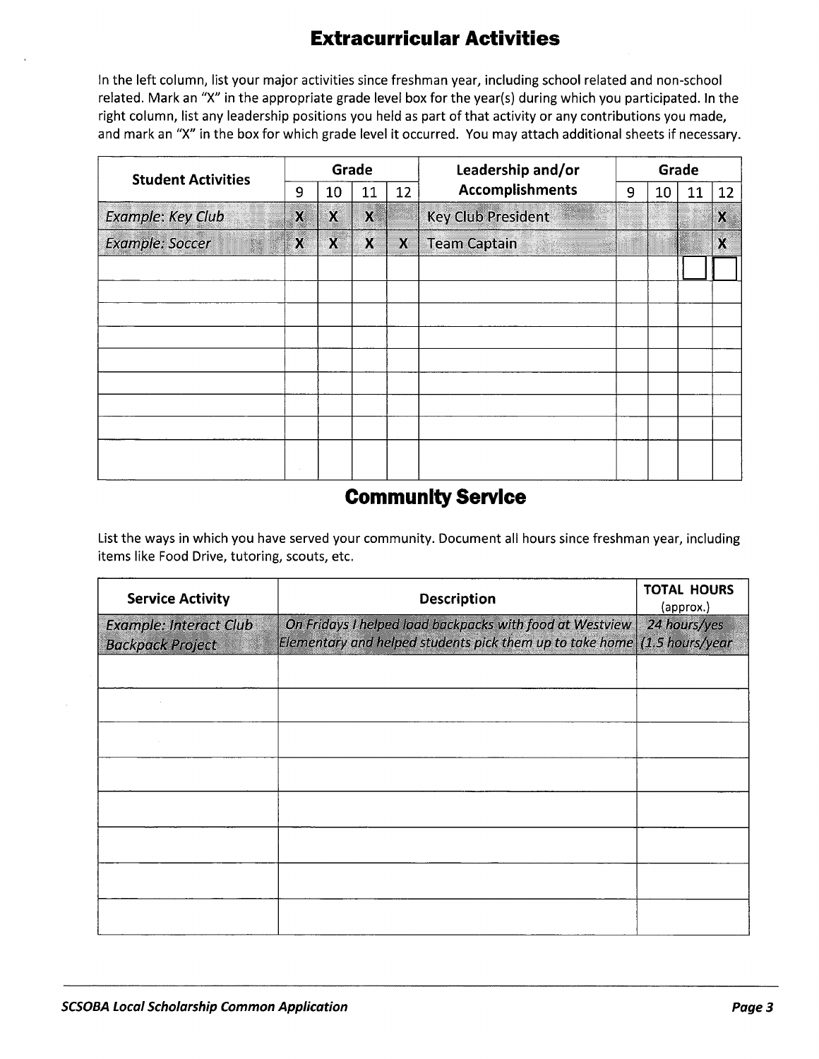## Extracurricular Activities

In the left column, list your major activities since freshman year, including school related and non-school related. Mark an "X" in the appropriate grade level box for the year(s) during which you participated. In the right column, list any leadership positions you held as part of that activity or any contributions you made, and mark an "X" in the box for which grade level it occurred. You may attach additional sheets if necessary.

| Student Activities | Grade | | | | Leadership and/or Accomplishments | Grade | | | |
|---|---|---|---|---|---|---|---|---|---|
| | 9 | 10 | 11 | 12 | | 9 | 10 | 11 | 12 |
| *Example: Key Club* | X | X | X | | Key Club President | | | | X |
| *Example: Soccer* | X | X | X | X | Team Captain | | | | X |
| | | | | | | | | | |
| | | | | | | | | | |
| | | | | | | | | | |
| | | | | | | | | | |
| | | | | | | | | | |
| | | | | | | | | | |
| | | | | | | | | | |
| | | | | | | | | | |
| | | | | | | | | | |

## Community Service

List the ways in which you have served your community. Document all hours since freshman year, including items like Food Drive, tutoring, scouts, etc.

| Service Activity | Description | TOTAL HOURS (approx.) |
|---|---|---|
| *Example: Interact Club Backpack Project* | *On Fridays I helped load backpacks with food at Westview Elementary and helped students pick them up to take home* | *24 hours/yes (1.5 hours/year* |
| | | |
| | | |
| | | |
| | | |
| | | |
| | | |
| | | |
| | | |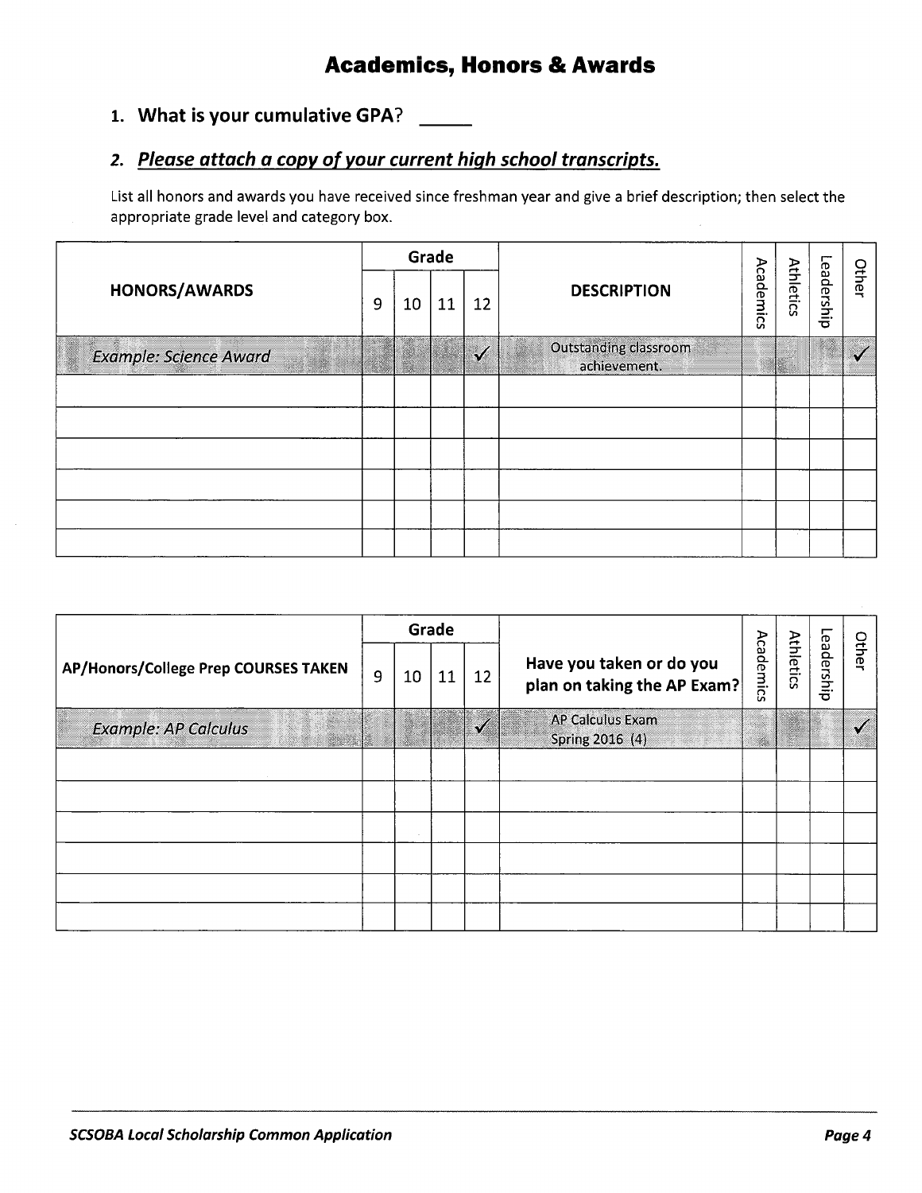# Academics, Honors & Awards

1. **What is your cumulative GPA?** _____

2. ***Please attach a copy of your current high school transcripts.***

List all honors and awards you have received since freshman year and give a brief description; then select the appropriate grade level and category box.

| HONORS/AWARDS | Grade | | | | DESCRIPTION | Academics | Athletics | Leadership | Other |
|---|---|---|---|---|---|---|---|---|---|
| | 9 | 10 | 11 | 12 | | | | | |
| *Example: Science Award* | | | | ✓ | Outstanding classroom achievement. | | | | ✓ |
| | | | | | | | | | |
| | | | | | | | | | |
| | | | | | | | | | |
| | | | | | | | | | |
| | | | | | | | | | |
| | | | | | | | | | |

| AP/Honors/College Prep COURSES TAKEN | Grade | | | | Have you taken or do you plan on taking the AP Exam? | Academics | Athletics | Leadership | Other |
|---|---|---|---|---|---|---|---|---|---|
| | 9 | 10 | 11 | 12 | | | | | |
| *Example: AP Calculus* | | | | ✓ | AP Calculus Exam Spring 2016 (4) | | | | ✓ |
| | | | | | | | | | |
| | | | | | | | | | |
| | | | | | | | | | |
| | | | | | | | | | |
| | | | | | | | | | |
| | | | | | | | | | |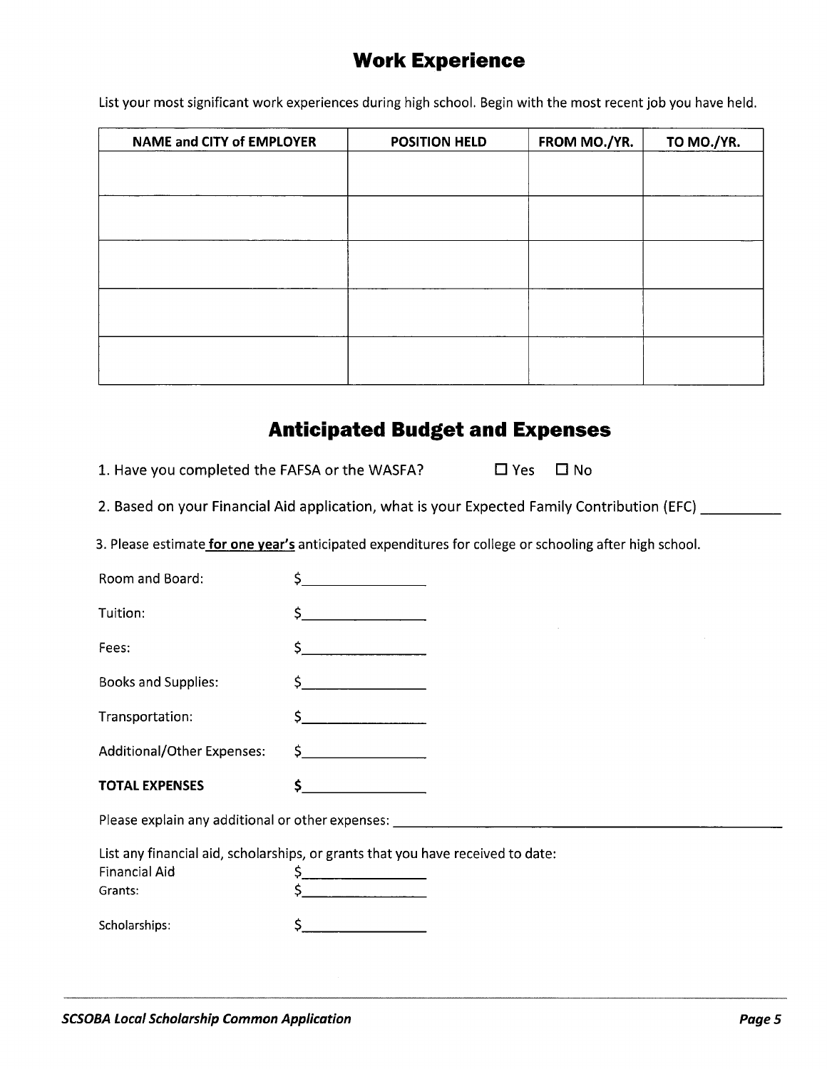## Work Experience

List your most significant work experiences during high school. Begin with the most recent job you have held.

| NAME and CITY of EMPLOYER | POSITION HELD | FROM MO./YR. | TO MO./YR. |
|---|---|---|---|
| | | | |
| | | | |
| | | | |
| | | | |
| | | | |

## Anticipated Budget and Expenses

1. Have you completed the FAFSA or the WASFA? ☐ Yes ☐ No

2. Based on your Financial Aid application, what is your Expected Family Contribution (EFC) __________

3. Please estimate **for one year's** anticipated expenditures for college or schooling after high school.

Room and Board: $________________

Tuition: $________________

Fees: $________________

Books and Supplies: $________________

Transportation: $________________

Additional/Other Expenses: $________________

**TOTAL EXPENSES** **$________________**

Please explain any additional or other expenses: ____________________________________________

List any financial aid, scholarships, or grants that you have received to date:

Financial Aid $________________

Grants: $________________

Scholarships: $________________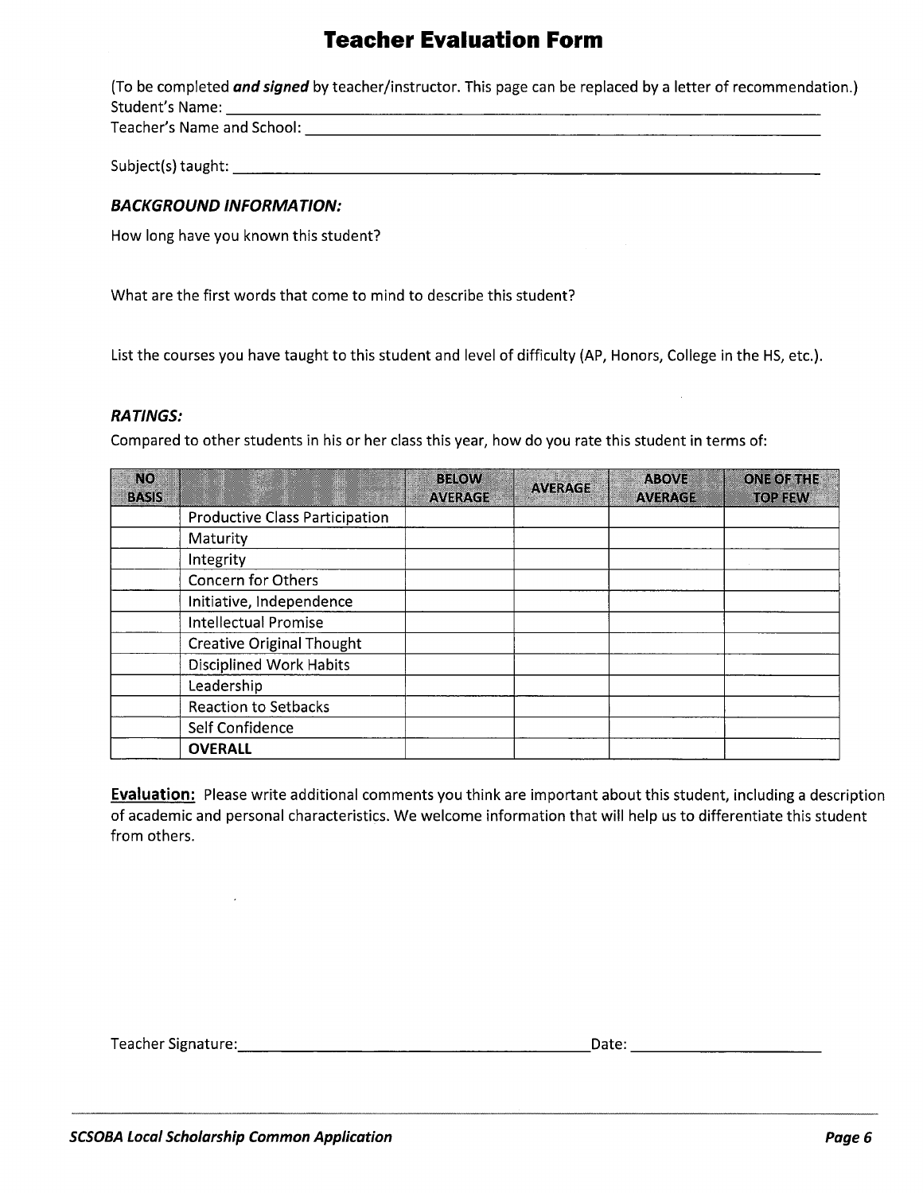# Teacher Evaluation Form

(To be completed ***and signed*** by teacher/instructor. This page can be replaced by a letter of recommendation.)

Student's Name: ______________________________________________

Teacher's Name and School: ______________________________________________

Subject(s) taught: ______________________________________________

### *BACKGROUND INFORMATION:*

How long have you known this student?

What are the first words that come to mind to describe this student?

List the courses you have taught to this student and level of difficulty (AP, Honors, College in the HS, etc.).

### *RATINGS:*

Compared to other students in his or her class this year, how do you rate this student in terms of:

| NO BASIS | | BELOW AVERAGE | AVERAGE | ABOVE AVERAGE | ONE OF THE TOP FEW |
|---|---|---|---|---|---|
| | Productive Class Participation | | | | |
| | Maturity | | | | |
| | Integrity | | | | |
| | Concern for Others | | | | |
| | Initiative, Independence | | | | |
| | Intellectual Promise | | | | |
| | Creative Original Thought | | | | |
| | Disciplined Work Habits | | | | |
| | Leadership | | | | |
| | Reaction to Setbacks | | | | |
| | Self Confidence | | | | |
| | **OVERALL** | | | | |

**Evaluation:** Please write additional comments you think are important about this student, including a description of academic and personal characteristics. We welcome information that will help us to differentiate this student from others.

Teacher Signature: ______________________________________________ Date: ____________________

*SCSOBA Local Scholarship Common Application*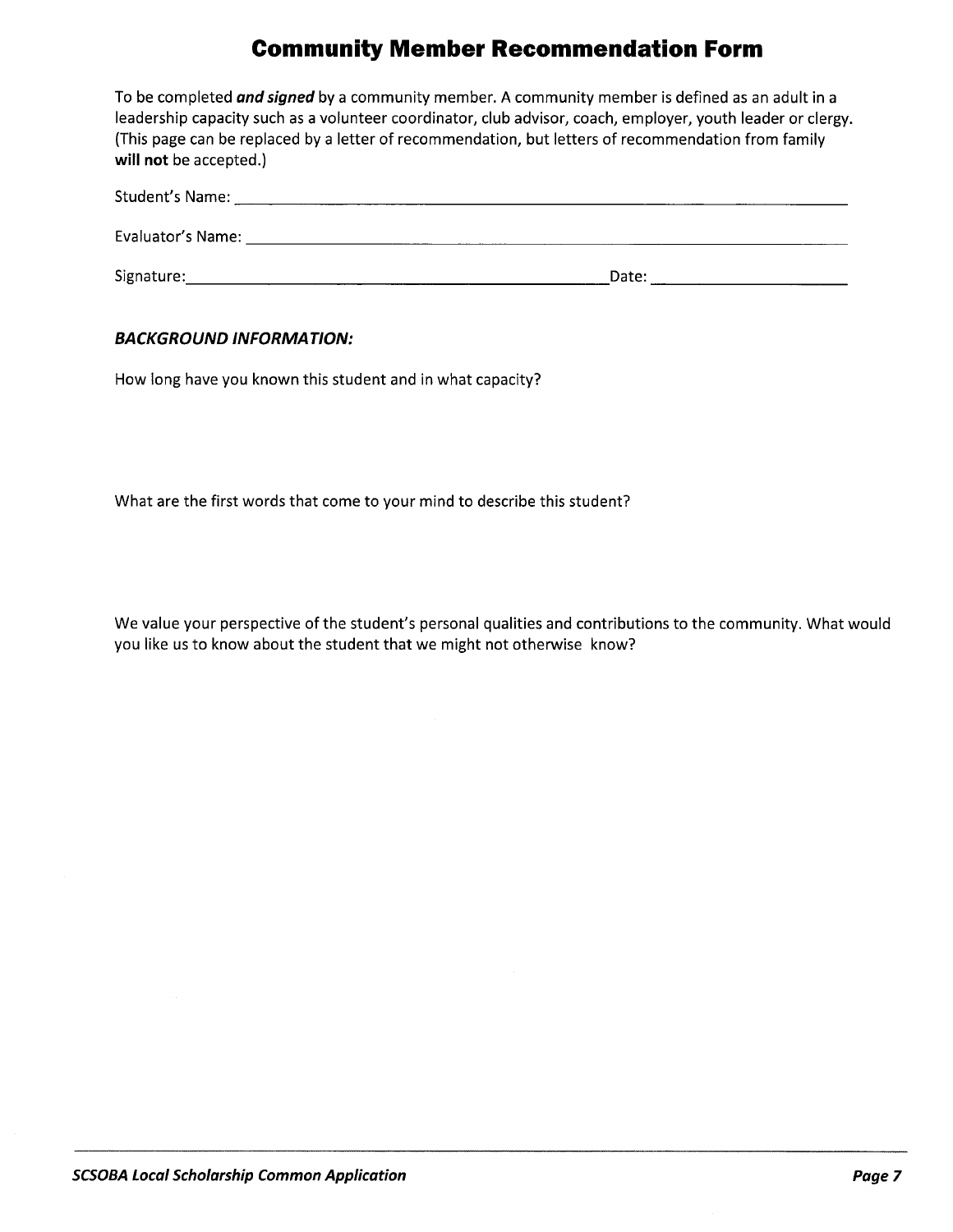# Community Member Recommendation Form

To be completed ***and signed*** by a community member. A community member is defined as an adult in a leadership capacity such as a volunteer coordinator, club advisor, coach, employer, youth leader or clergy. (This page can be replaced by a letter of recommendation, but letters of recommendation from family **will not** be accepted.)

Student's Name: ______________________________________________

Evaluator's Name: ______________________________________________

Signature: ______________________________ Date: ____________________

***BACKGROUND INFORMATION:***

How long have you known this student and in what capacity?

What are the first words that come to your mind to describe this student?

We value your perspective of the student's personal qualities and contributions to the community. What would you like us to know about the student that we might not otherwise know?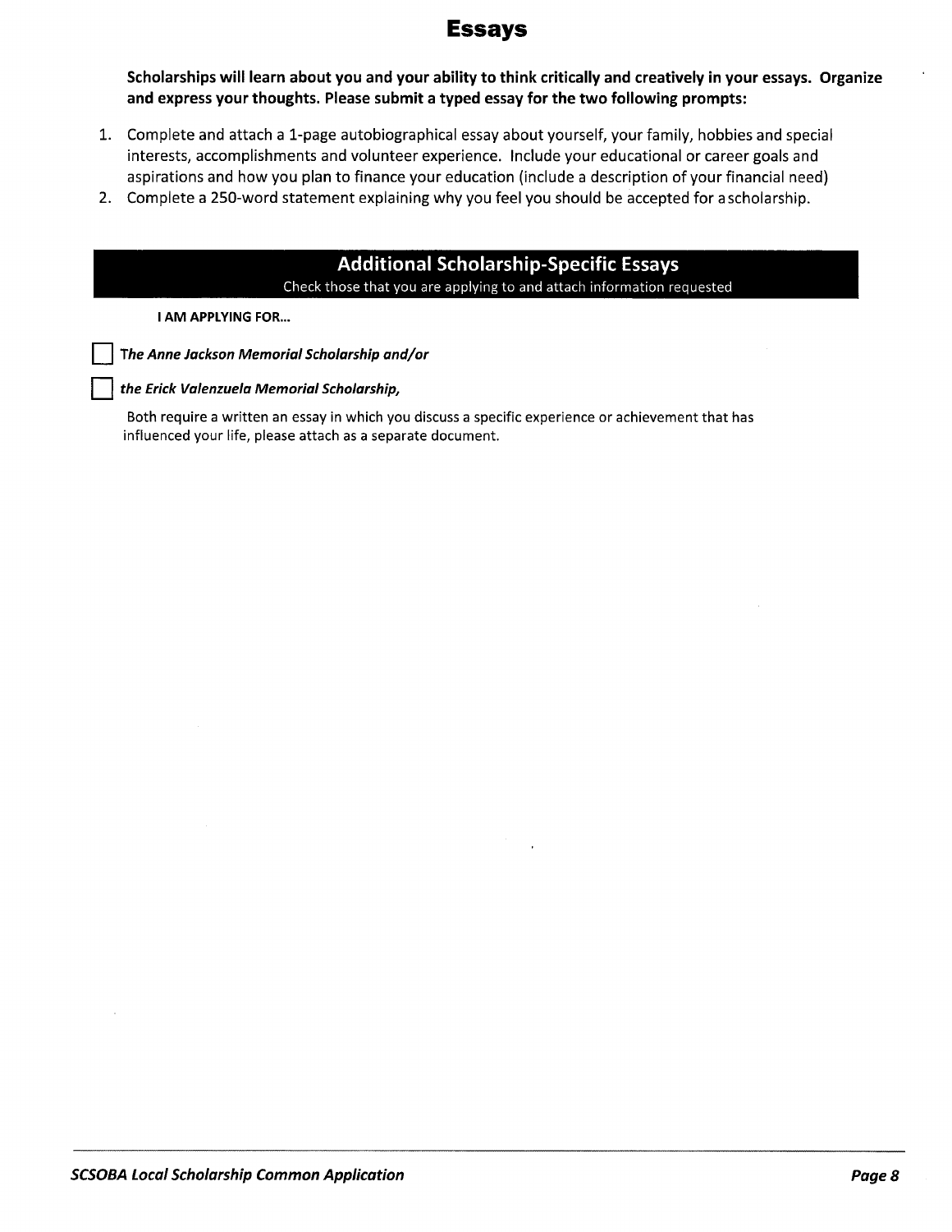# Essays

**Scholarships will learn about you and your ability to think critically and creatively in your essays. Organize and express your thoughts. Please submit a typed essay for the two following prompts:**

1. Complete and attach a 1-page autobiographical essay about yourself, your family, hobbies and special interests, accomplishments and volunteer experience. Include your educational or career goals and aspirations and how you plan to finance your education (include a description of your financial need)
2. Complete a 250-word statement explaining why you feel you should be accepted for a scholarship.

## Additional Scholarship-Specific Essays

Check those that you are applying to and attach information requested

**I AM APPLYING FOR...**

☐ ***The Anne Jackson Memorial Scholarship and/or***

☐ ***the Erick Valenzuela Memorial Scholarship,***

Both require a written an essay in which you discuss a specific experience or achievement that has influenced your life, please attach as a separate document.